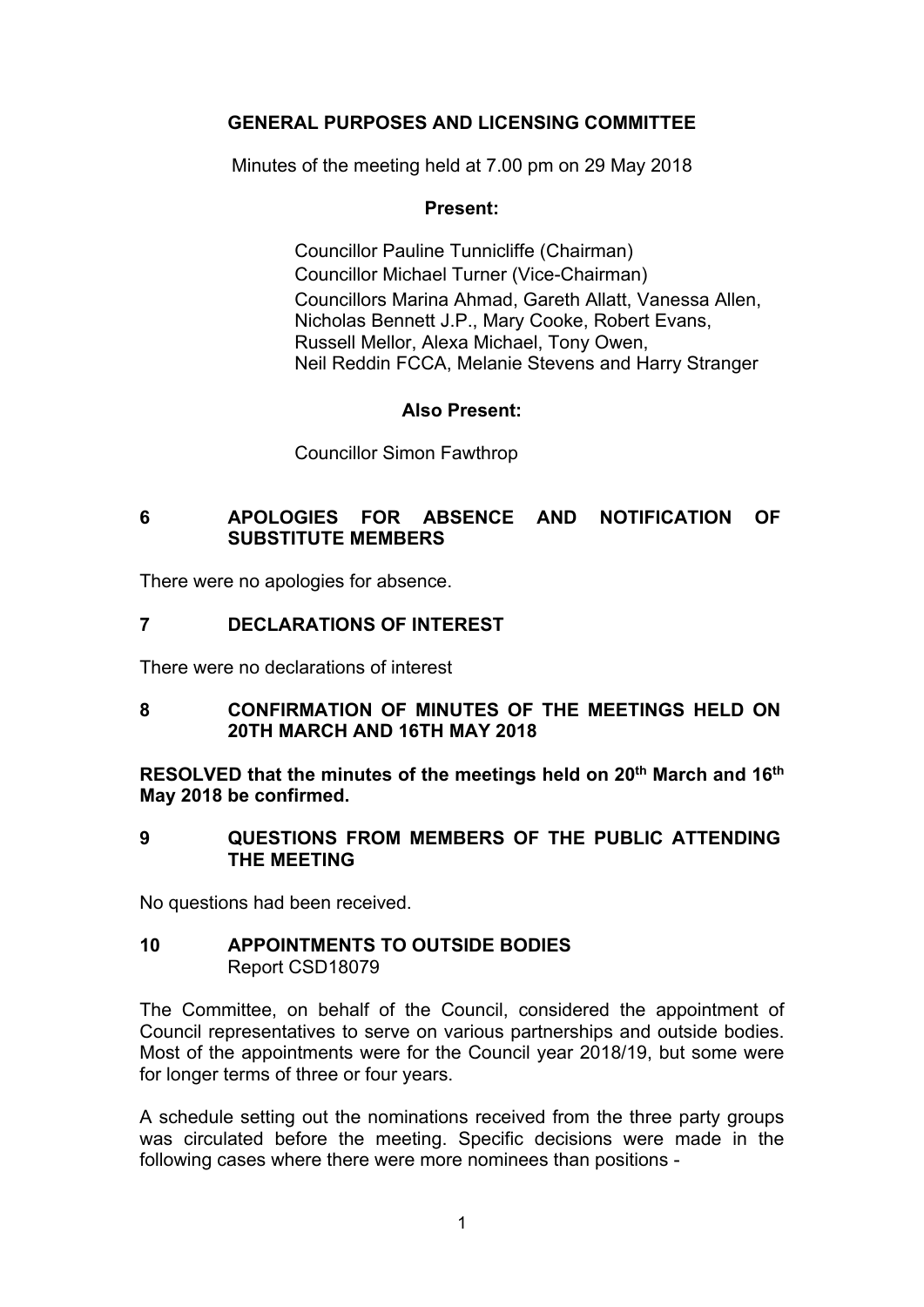# GENERAL PURPOSES AND LICENSING COMMITTEE

Minutes of the meeting held at 7.00 pm on 29 May 2018

**Present:**

Councillor Pauline Tunnicliffe (Chairman)
Councillor Michael Turner (Vice-Chairman)
Councillors Marina Ahmad, Gareth Allatt, Vanessa Allen, Nicholas Bennett J.P., Mary Cooke, Robert Evans, Russell Mellor, Alexa Michael, Tony Owen, Neil Reddin FCCA, Melanie Stevens and Harry Stranger

**Also Present:**

Councillor Simon Fawthrop

## 6 APOLOGIES FOR ABSENCE AND NOTIFICATION OF SUBSTITUTE MEMBERS

There were no apologies for absence.

## 7 DECLARATIONS OF INTEREST

There were no declarations of interest

## 8 CONFIRMATION OF MINUTES OF THE MEETINGS HELD ON 20TH MARCH AND 16TH MAY 2018

**RESOLVED that the minutes of the meetings held on 20th March and 16th May 2018 be confirmed.**

## 9 QUESTIONS FROM MEMBERS OF THE PUBLIC ATTENDING THE MEETING

No questions had been received.

## 10 APPOINTMENTS TO OUTSIDE BODIES

Report CSD18079

The Committee, on behalf of the Council, considered the appointment of Council representatives to serve on various partnerships and outside bodies. Most of the appointments were for the Council year 2018/19, but some were for longer terms of three or four years.

A schedule setting out the nominations received from the three party groups was circulated before the meeting. Specific decisions were made in the following cases where there were more nominees than positions -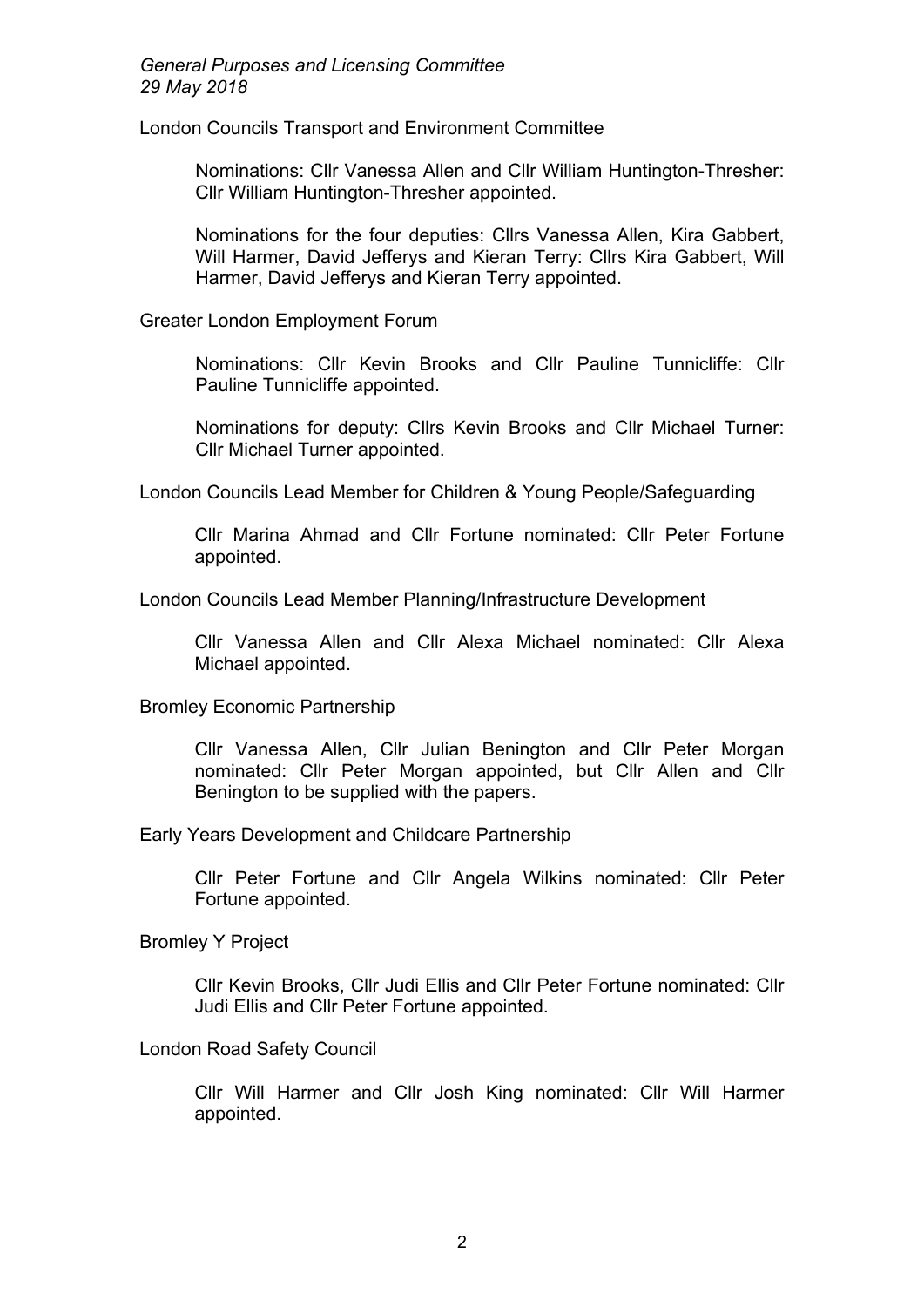London Councils Transport and Environment Committee

Nominations: Cllr Vanessa Allen and Cllr William Huntington-Thresher: Cllr William Huntington-Thresher appointed.

Nominations for the four deputies: Cllrs Vanessa Allen, Kira Gabbert, Will Harmer, David Jefferys and Kieran Terry: Cllrs Kira Gabbert, Will Harmer, David Jefferys and Kieran Terry appointed.

Greater London Employment Forum

Nominations: Cllr Kevin Brooks and Cllr Pauline Tunnicliffe: Cllr Pauline Tunnicliffe appointed.

Nominations for deputy: Cllrs Kevin Brooks and Cllr Michael Turner: Cllr Michael Turner appointed.

London Councils Lead Member for Children & Young People/Safeguarding

Cllr Marina Ahmad and Cllr Fortune nominated: Cllr Peter Fortune appointed.

London Councils Lead Member Planning/Infrastructure Development

Cllr Vanessa Allen and Cllr Alexa Michael nominated: Cllr Alexa Michael appointed.

Bromley Economic Partnership

Cllr Vanessa Allen, Cllr Julian Benington and Cllr Peter Morgan nominated: Cllr Peter Morgan appointed, but Cllr Allen and Cllr Benington to be supplied with the papers.

Early Years Development and Childcare Partnership

Cllr Peter Fortune and Cllr Angela Wilkins nominated: Cllr Peter Fortune appointed.

Bromley Y Project

Cllr Kevin Brooks, Cllr Judi Ellis and Cllr Peter Fortune nominated: Cllr Judi Ellis and Cllr Peter Fortune appointed.

London Road Safety Council

Cllr Will Harmer and Cllr Josh King nominated: Cllr Will Harmer appointed.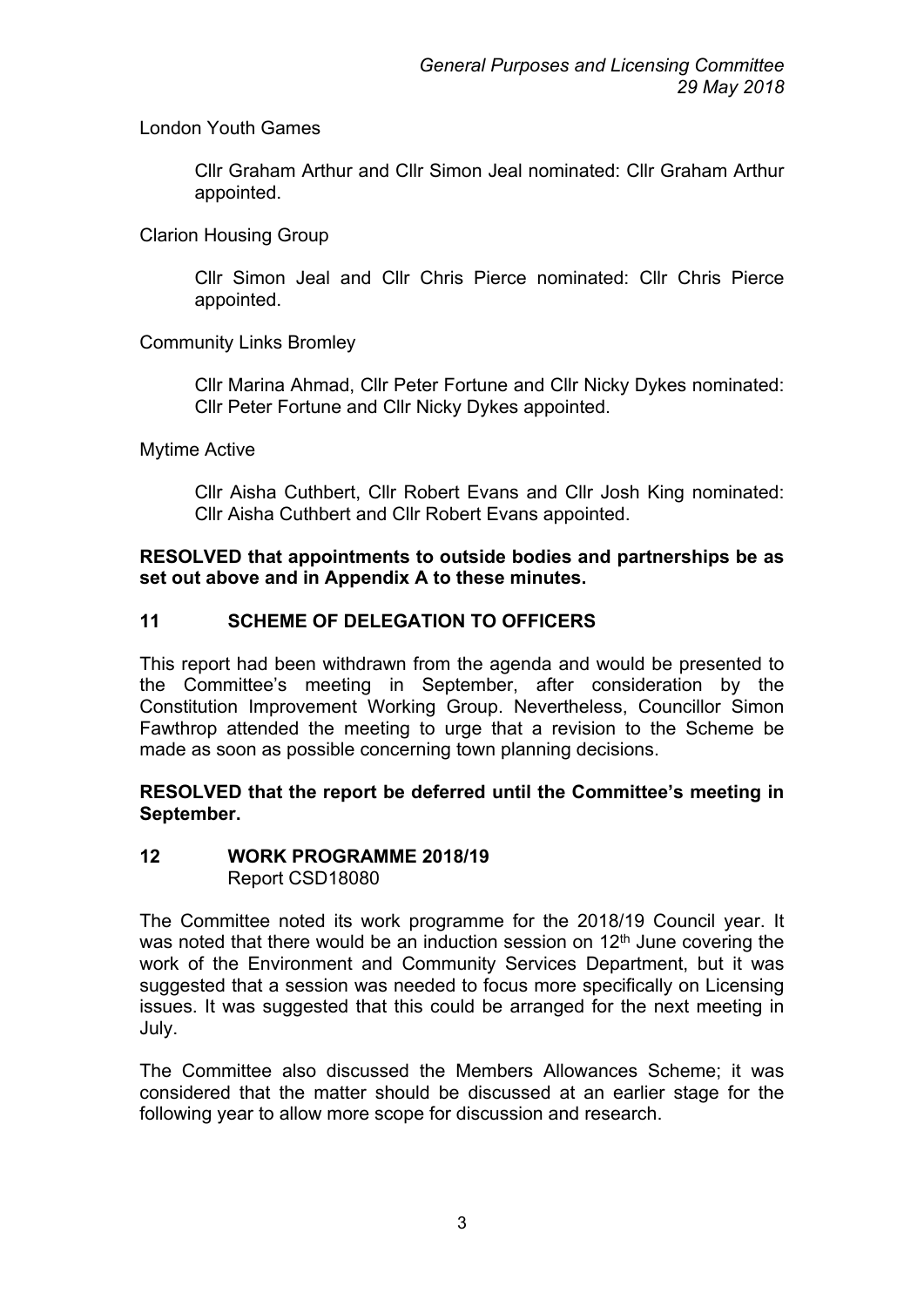London Youth Games

Cllr Graham Arthur and Cllr Simon Jeal nominated: Cllr Graham Arthur appointed.

Clarion Housing Group

Cllr Simon Jeal and Cllr Chris Pierce nominated: Cllr Chris Pierce appointed.

Community Links Bromley

Cllr Marina Ahmad, Cllr Peter Fortune and Cllr Nicky Dykes nominated: Cllr Peter Fortune and Cllr Nicky Dykes appointed.

Mytime Active

Cllr Aisha Cuthbert, Cllr Robert Evans and Cllr Josh King nominated: Cllr Aisha Cuthbert and Cllr Robert Evans appointed.

**RESOLVED that appointments to outside bodies and partnerships be as set out above and in Appendix A to these minutes.**

## 11 SCHEME OF DELEGATION TO OFFICERS

This report had been withdrawn from the agenda and would be presented to the Committee's meeting in September, after consideration by the Constitution Improvement Working Group. Nevertheless, Councillor Simon Fawthrop attended the meeting to urge that a revision to the Scheme be made as soon as possible concerning town planning decisions.

**RESOLVED that the report be deferred until the Committee's meeting in September.**

## 12 WORK PROGRAMME 2018/19

Report CSD18080

The Committee noted its work programme for the 2018/19 Council year. It was noted that there would be an induction session on 12th June covering the work of the Environment and Community Services Department, but it was suggested that a session was needed to focus more specifically on Licensing issues. It was suggested that this could be arranged for the next meeting in July.

The Committee also discussed the Members Allowances Scheme; it was considered that the matter should be discussed at an earlier stage for the following year to allow more scope for discussion and research.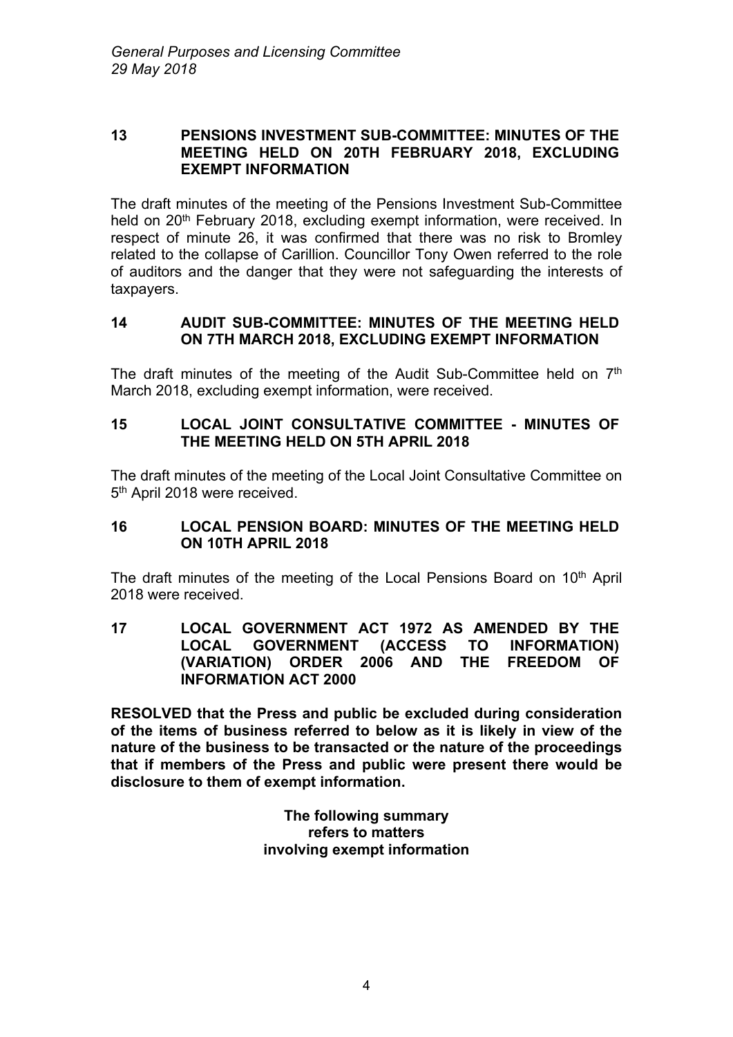## 13 PENSIONS INVESTMENT SUB-COMMITTEE: MINUTES OF THE MEETING HELD ON 20TH FEBRUARY 2018, EXCLUDING EXEMPT INFORMATION

The draft minutes of the meeting of the Pensions Investment Sub-Committee held on 20th February 2018, excluding exempt information, were received. In respect of minute 26, it was confirmed that there was no risk to Bromley related to the collapse of Carillion. Councillor Tony Owen referred to the role of auditors and the danger that they were not safeguarding the interests of taxpayers.

## 14 AUDIT SUB-COMMITTEE: MINUTES OF THE MEETING HELD ON 7TH MARCH 2018, EXCLUDING EXEMPT INFORMATION

The draft minutes of the meeting of the Audit Sub-Committee held on 7th March 2018, excluding exempt information, were received.

## 15 LOCAL JOINT CONSULTATIVE COMMITTEE - MINUTES OF THE MEETING HELD ON 5TH APRIL 2018

The draft minutes of the meeting of the Local Joint Consultative Committee on 5th April 2018 were received.

## 16 LOCAL PENSION BOARD: MINUTES OF THE MEETING HELD ON 10TH APRIL 2018

The draft minutes of the meeting of the Local Pensions Board on 10th April 2018 were received.

## 17 LOCAL GOVERNMENT ACT 1972 AS AMENDED BY THE LOCAL GOVERNMENT (ACCESS TO INFORMATION) (VARIATION) ORDER 2006 AND THE FREEDOM OF INFORMATION ACT 2000

**RESOLVED that the Press and public be excluded during consideration of the items of business referred to below as it is likely in view of the nature of the business to be transacted or the nature of the proceedings that if members of the Press and public were present there would be disclosure to them of exempt information.**

**The following summary refers to matters involving exempt information**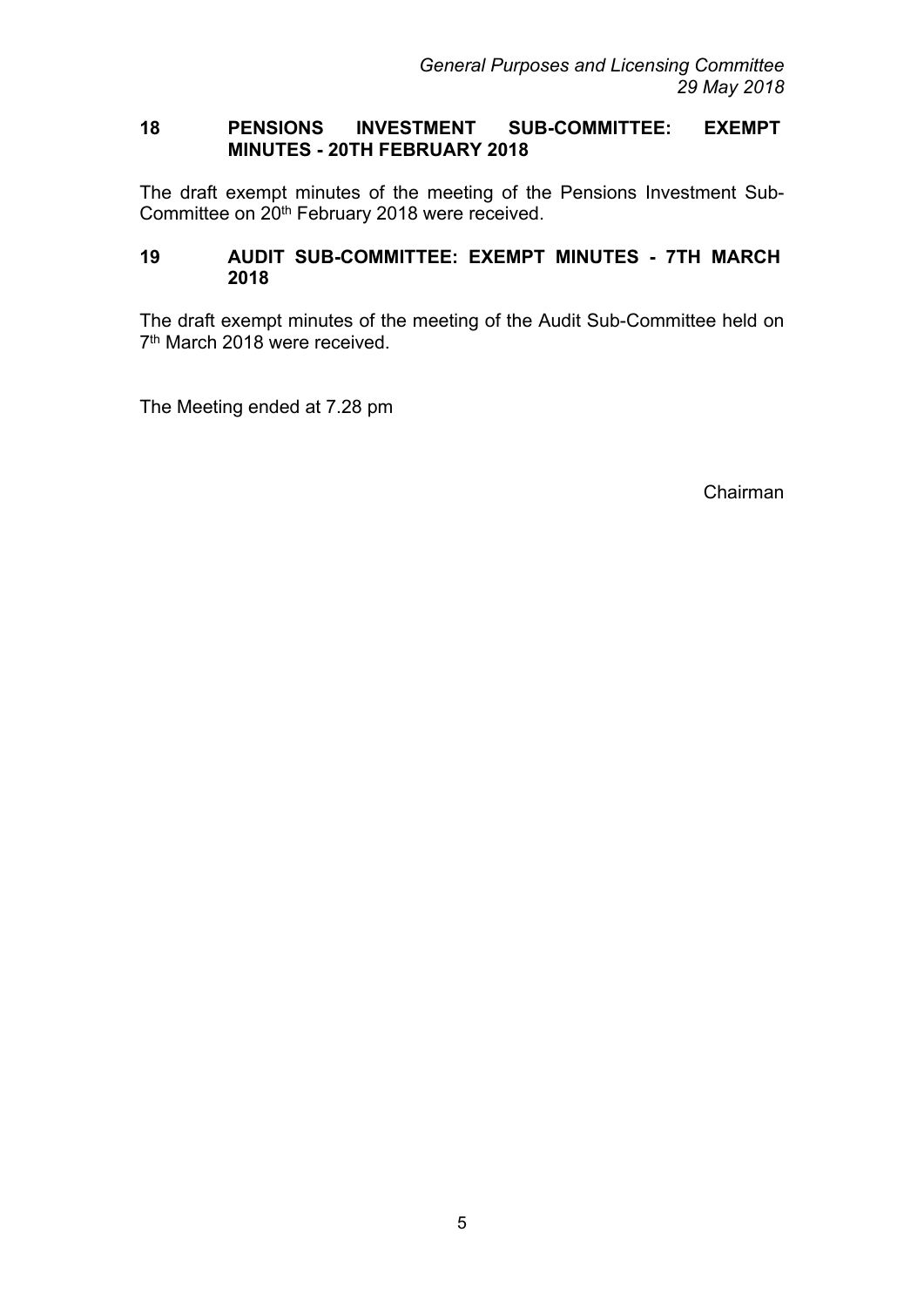## 18 PENSIONS INVESTMENT SUB-COMMITTEE: EXEMPT MINUTES - 20TH FEBRUARY 2018

The draft exempt minutes of the meeting of the Pensions Investment Sub-Committee on 20th February 2018 were received.

## 19 AUDIT SUB-COMMITTEE: EXEMPT MINUTES - 7TH MARCH 2018

The draft exempt minutes of the meeting of the Audit Sub-Committee held on 7th March 2018 were received.

The Meeting ended at 7.28 pm

Chairman